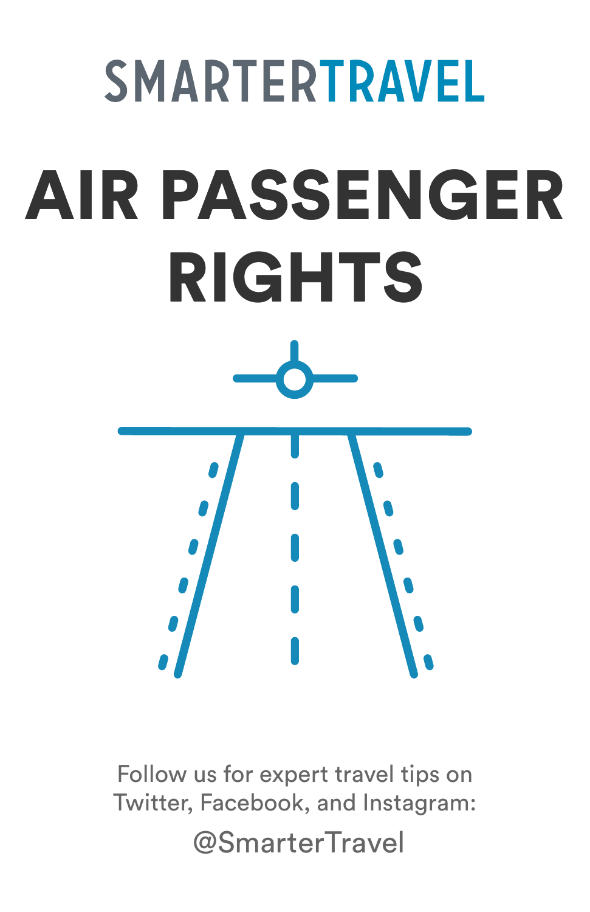SMARTERTRAVEL

# AIR PASSENGER RIGHTS

Follow us for expert travel tips on Twitter, Facebook, and Instagram:

@SmarterTravel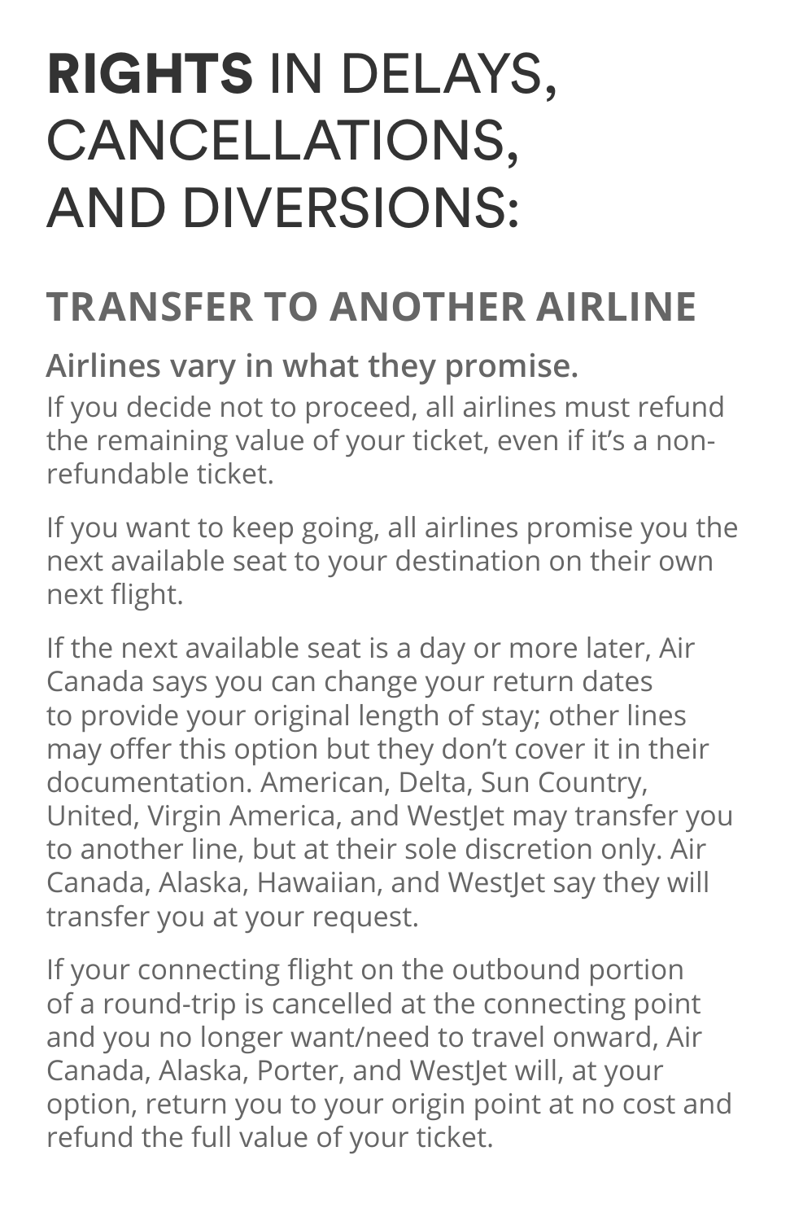# **RIGHTS** IN DELAYS, CANCELLATIONS, AND DIVERSIONS:

## TRANSFER TO ANOTHER AIRLINE

**Airlines vary in what they promise.**

If you decide not to proceed, all airlines must refund the remaining value of your ticket, even if it's a non-refundable ticket.

If you want to keep going, all airlines promise you the next available seat to your destination on their own next flight.

If the next available seat is a day or more later, Air Canada says you can change your return dates to provide your original length of stay; other lines may offer this option but they don't cover it in their documentation. American, Delta, Sun Country, United, Virgin America, and WestJet may transfer you to another line, but at their sole discretion only. Air Canada, Alaska, Hawaiian, and WestJet say they will transfer you at your request.

If your connecting flight on the outbound portion of a round-trip is cancelled at the connecting point and you no longer want/need to travel onward, Air Canada, Alaska, Porter, and WestJet will, at your option, return you to your origin point at no cost and refund the full value of your ticket.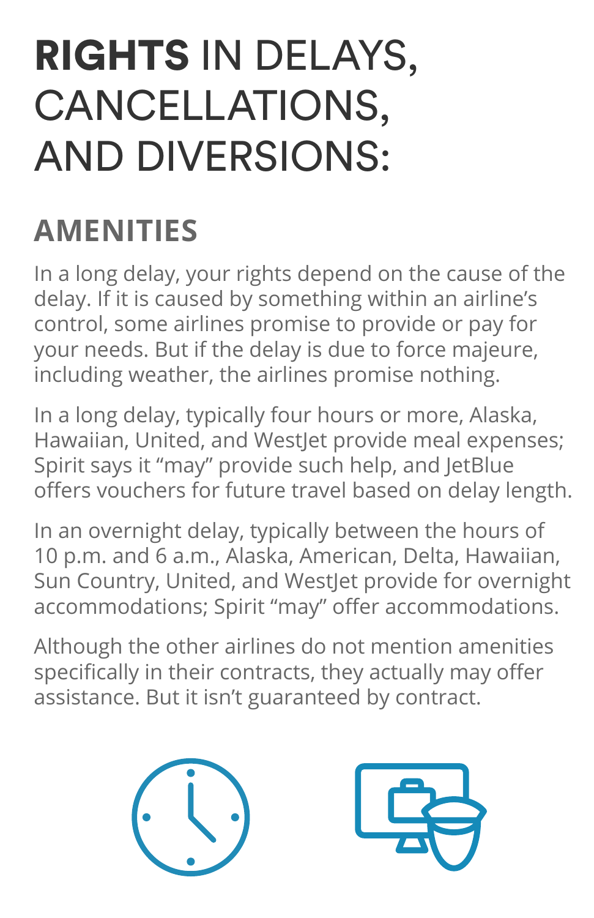# **RIGHTS** IN DELAYS, CANCELLATIONS, AND DIVERSIONS:

## AMENITIES

In a long delay, your rights depend on the cause of the delay. If it is caused by something within an airline's control, some airlines promise to provide or pay for your needs. But if the delay is due to force majeure, including weather, the airlines promise nothing.

In a long delay, typically four hours or more, Alaska, Hawaiian, United, and WestJet provide meal expenses; Spirit says it "may" provide such help, and JetBlue offers vouchers for future travel based on delay length.

In an overnight delay, typically between the hours of 10 p.m. and 6 a.m., Alaska, American, Delta, Hawaiian, Sun Country, United, and WestJet provide for overnight accommodations; Spirit "may" offer accommodations.

Although the other airlines do not mention amenities specifically in their contracts, they actually may offer assistance. But it isn't guaranteed by contract.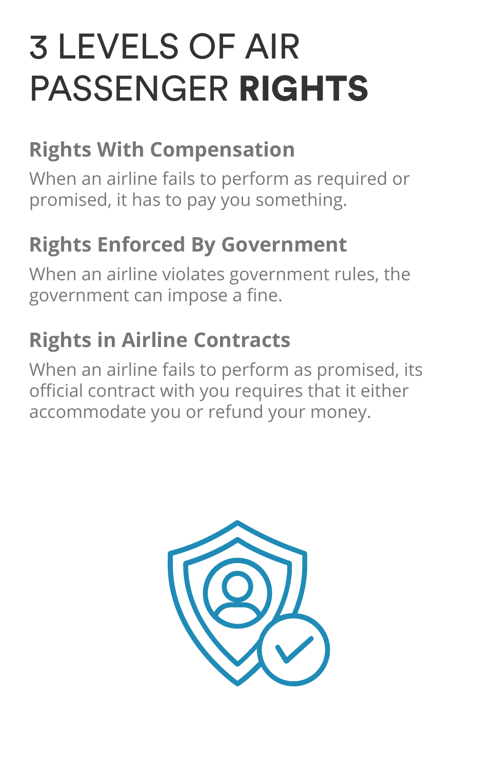# 3 LEVELS OF AIR PASSENGER **RIGHTS**

## Rights With Compensation

When an airline fails to perform as required or promised, it has to pay you something.

## Rights Enforced By Government

When an airline violates government rules, the government can impose a fine.

## Rights in Airline Contracts

When an airline fails to perform as promised, its official contract with you requires that it either accommodate you or refund your money.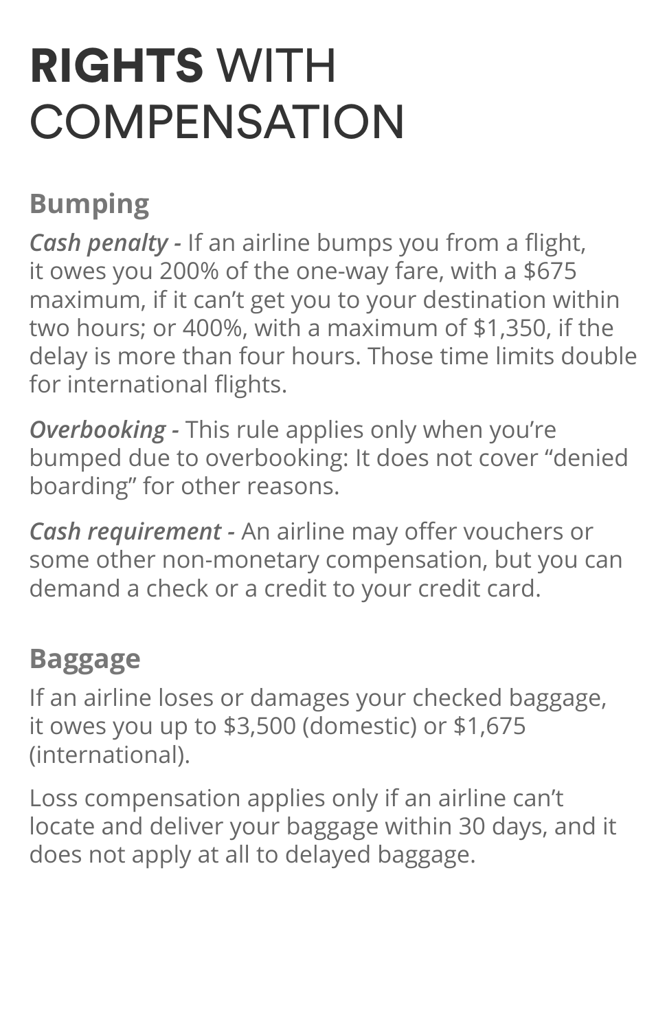# **RIGHTS** WITH COMPENSATION

## Bumping

***Cash penalty -*** If an airline bumps you from a flight, it owes you 200% of the one-way fare, with a $675 maximum, if it can't get you to your destination within two hours; or 400%, with a maximum of $1,350, if the delay is more than four hours. Those time limits double for international flights.

***Overbooking -*** This rule applies only when you're bumped due to overbooking: It does not cover "denied boarding" for other reasons.

***Cash requirement -*** An airline may offer vouchers or some other non-monetary compensation, but you can demand a check or a credit to your credit card.

## Baggage

If an airline loses or damages your checked baggage, it owes you up to $3,500 (domestic) or $1,675 (international).

Loss compensation applies only if an airline can't locate and deliver your baggage within 30 days, and it does not apply at all to delayed baggage.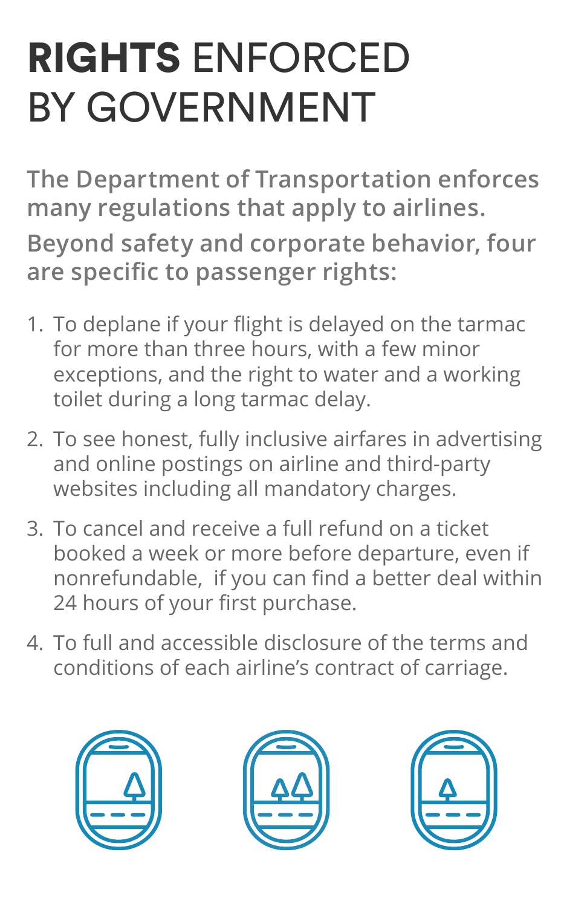# **RIGHTS** ENFORCED BY GOVERNMENT

**The Department of Transportation enforces many regulations that apply to airlines.**

**Beyond safety and corporate behavior, four are specific to passenger rights:**

1. To deplane if your flight is delayed on the tarmac for more than three hours, with a few minor exceptions, and the right to water and a working toilet during a long tarmac delay.
2. To see honest, fully inclusive airfares in advertising and online postings on airline and third-party websites including all mandatory charges.
3. To cancel and receive a full refund on a ticket booked a week or more before departure, even if nonrefundable, if you can find a better deal within 24 hours of your first purchase.
4. To full and accessible disclosure of the terms and conditions of each airline's contract of carriage.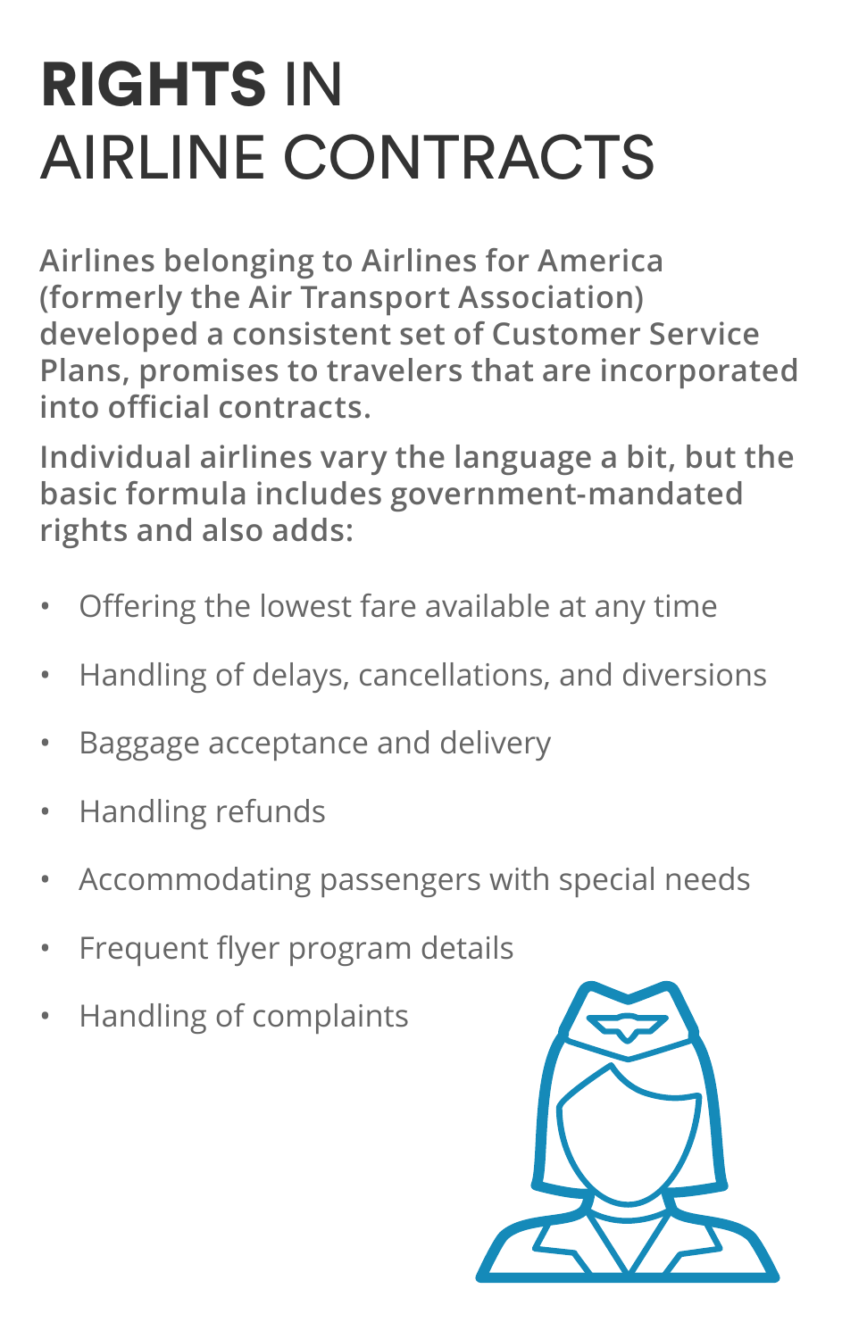# **RIGHTS** IN AIRLINE CONTRACTS

**Airlines belonging to Airlines for America (formerly the Air Transport Association) developed a consistent set of Customer Service Plans, promises to travelers that are incorporated into official contracts.**

**Individual airlines vary the language a bit, but the basic formula includes government-mandated rights and also adds:**

- Offering the lowest fare available at any time
- Handling of delays, cancellations, and diversions
- Baggage acceptance and delivery
- Handling refunds
- Accommodating passengers with special needs
- Frequent flyer program details
- Handling of complaints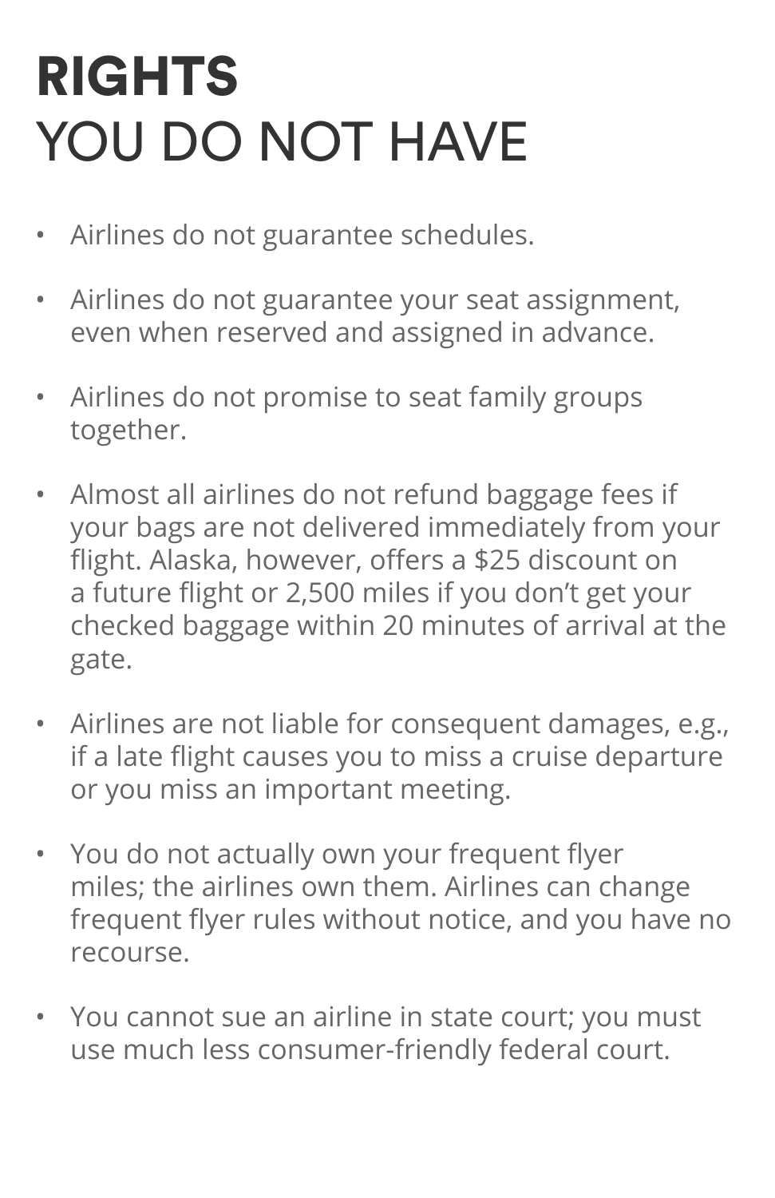# RIGHTS YOU DO NOT HAVE

- Airlines do not guarantee schedules.
- Airlines do not guarantee your seat assignment, even when reserved and assigned in advance.
- Airlines do not promise to seat family groups together.
- Almost all airlines do not refund baggage fees if your bags are not delivered immediately from your flight. Alaska, however, offers a $25 discount on a future flight or 2,500 miles if you don't get your checked baggage within 20 minutes of arrival at the gate.
- Airlines are not liable for consequent damages, e.g., if a late flight causes you to miss a cruise departure or you miss an important meeting.
- You do not actually own your frequent flyer miles; the airlines own them. Airlines can change frequent flyer rules without notice, and you have no recourse.
- You cannot sue an airline in state court; you must use much less consumer-friendly federal court.